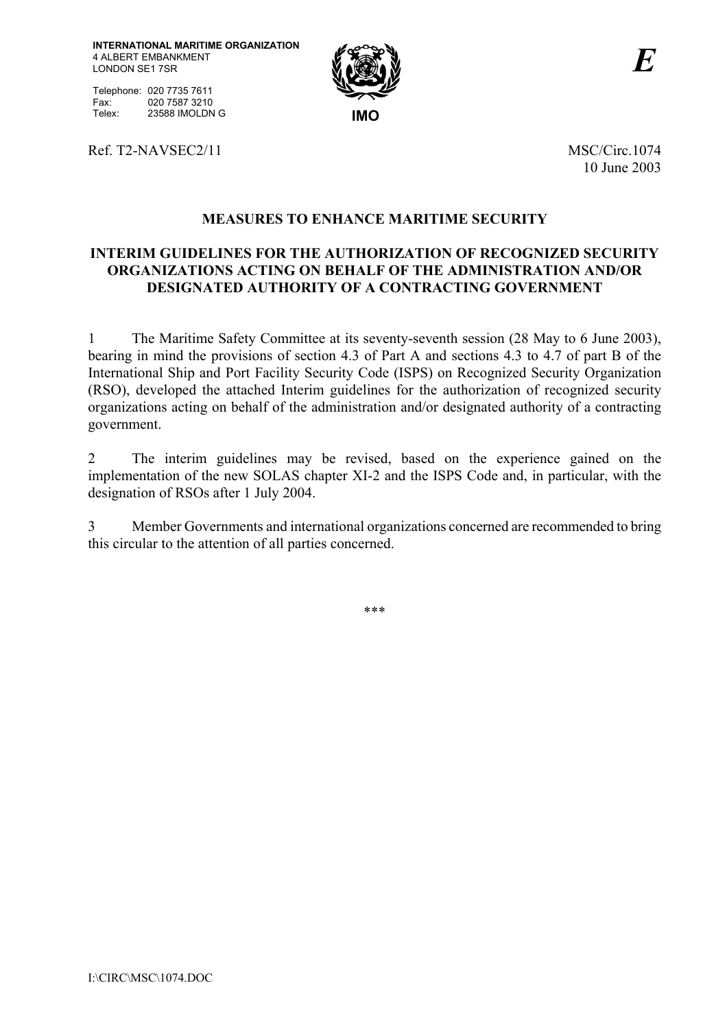INTERNATIONAL MARITIME ORGANIZATION
4 ALBERT EMBANKMENT
LONDON SE1 7SR

Telephone: 020 7735 7611
Fax: 020 7587 3210
Telex: 23588 IMOLDN G

IMO

*E*

Ref. T2-NAVSEC2/11

MSC/Circ.1074
10 June 2003

## MEASURES TO ENHANCE MARITIME SECURITY

## INTERIM GUIDELINES FOR THE AUTHORIZATION OF RECOGNIZED SECURITY ORGANIZATIONS ACTING ON BEHALF OF THE ADMINISTRATION AND/OR DESIGNATED AUTHORITY OF A CONTRACTING GOVERNMENT

1 The Maritime Safety Committee at its seventy-seventh session (28 May to 6 June 2003), bearing in mind the provisions of section 4.3 of Part A and sections 4.3 to 4.7 of part B of the International Ship and Port Facility Security Code (ISPS) on Recognized Security Organization (RSO), developed the attached Interim guidelines for the authorization of recognized security organizations acting on behalf of the administration and/or designated authority of a contracting government.

2 The interim guidelines may be revised, based on the experience gained on the implementation of the new SOLAS chapter XI-2 and the ISPS Code and, in particular, with the designation of RSOs after 1 July 2004.

3 Member Governments and international organizations concerned are recommended to bring this circular to the attention of all parties concerned.

***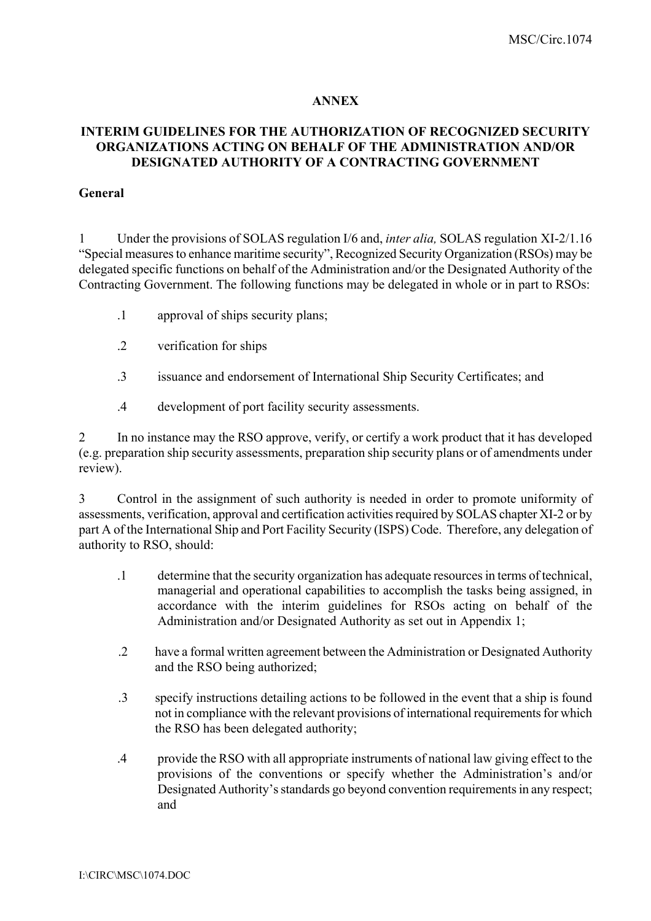**ANNEX**

**INTERIM GUIDELINES FOR THE AUTHORIZATION OF RECOGNIZED SECURITY ORGANIZATIONS ACTING ON BEHALF OF THE ADMINISTRATION AND/OR DESIGNATED AUTHORITY OF A CONTRACTING GOVERNMENT**

**General**

1 Under the provisions of SOLAS regulation I/6 and, *inter alia,* SOLAS regulation XI-2/1.16 "Special measures to enhance maritime security", Recognized Security Organization (RSOs) may be delegated specific functions on behalf of the Administration and/or the Designated Authority of the Contracting Government. The following functions may be delegated in whole or in part to RSOs:

.1 approval of ships security plans;

.2 verification for ships

.3 issuance and endorsement of International Ship Security Certificates; and

.4 development of port facility security assessments.

2 In no instance may the RSO approve, verify, or certify a work product that it has developed (e.g. preparation ship security assessments, preparation ship security plans or of amendments under review).

3 Control in the assignment of such authority is needed in order to promote uniformity of assessments, verification, approval and certification activities required by SOLAS chapter XI-2 or by part A of the International Ship and Port Facility Security (ISPS) Code. Therefore, any delegation of authority to RSO, should:

.1 determine that the security organization has adequate resources in terms of technical, managerial and operational capabilities to accomplish the tasks being assigned, in accordance with the interim guidelines for RSOs acting on behalf of the Administration and/or Designated Authority as set out in Appendix 1;

.2 have a formal written agreement between the Administration or Designated Authority and the RSO being authorized;

.3 specify instructions detailing actions to be followed in the event that a ship is found not in compliance with the relevant provisions of international requirements for which the RSO has been delegated authority;

.4 provide the RSO with all appropriate instruments of national law giving effect to the provisions of the conventions or specify whether the Administration's and/or Designated Authority's standards go beyond convention requirements in any respect; and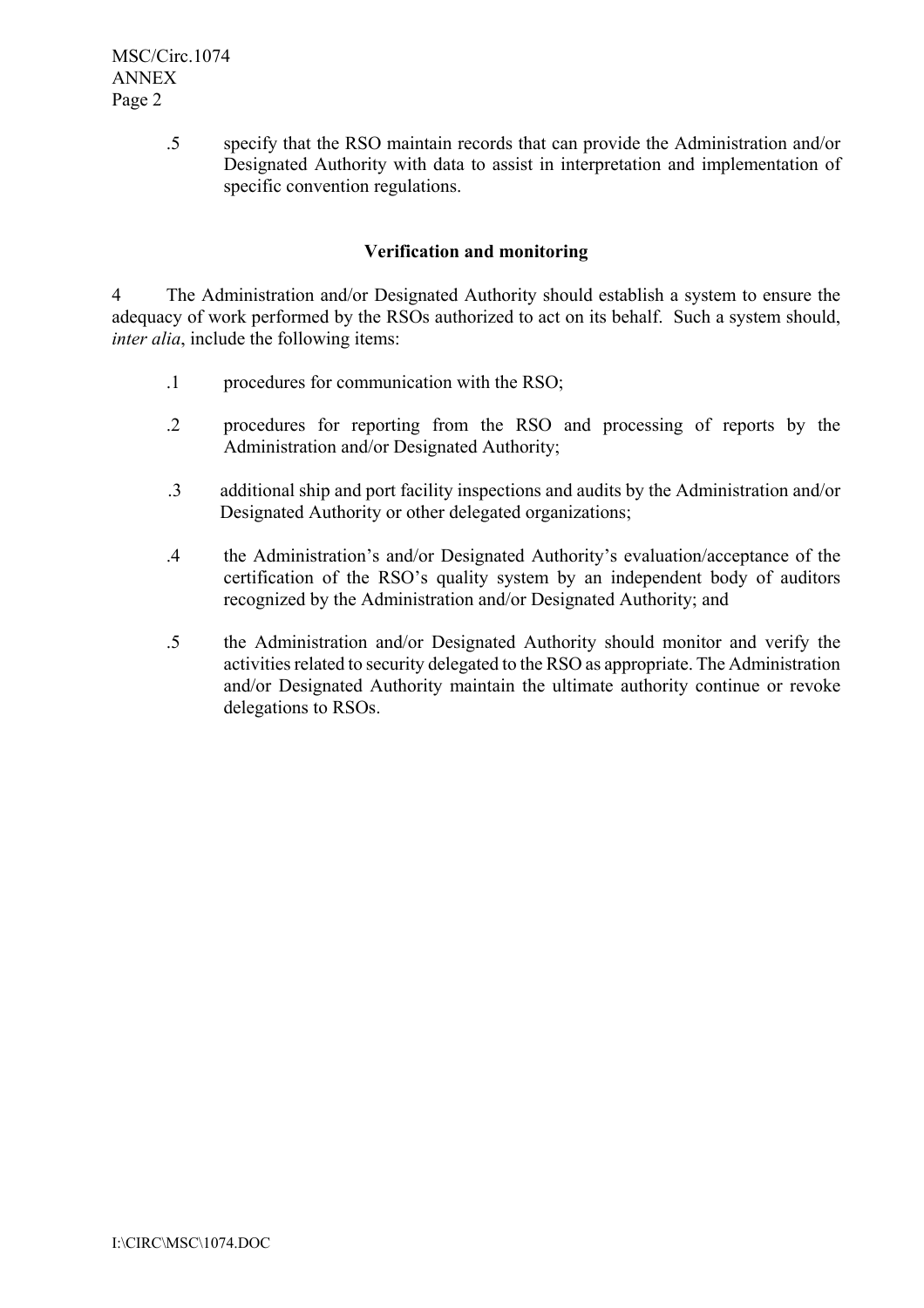.5 specify that the RSO maintain records that can provide the Administration and/or Designated Authority with data to assist in interpretation and implementation of specific convention regulations.

### Verification and monitoring

4 The Administration and/or Designated Authority should establish a system to ensure the adequacy of work performed by the RSOs authorized to act on its behalf. Such a system should, *inter alia*, include the following items:

.1 procedures for communication with the RSO;

.2 procedures for reporting from the RSO and processing of reports by the Administration and/or Designated Authority;

.3 additional ship and port facility inspections and audits by the Administration and/or Designated Authority or other delegated organizations;

.4 the Administration's and/or Designated Authority's evaluation/acceptance of the certification of the RSO's quality system by an independent body of auditors recognized by the Administration and/or Designated Authority; and

.5 the Administration and/or Designated Authority should monitor and verify the activities related to security delegated to the RSO as appropriate. The Administration and/or Designated Authority maintain the ultimate authority continue or revoke delegations to RSOs.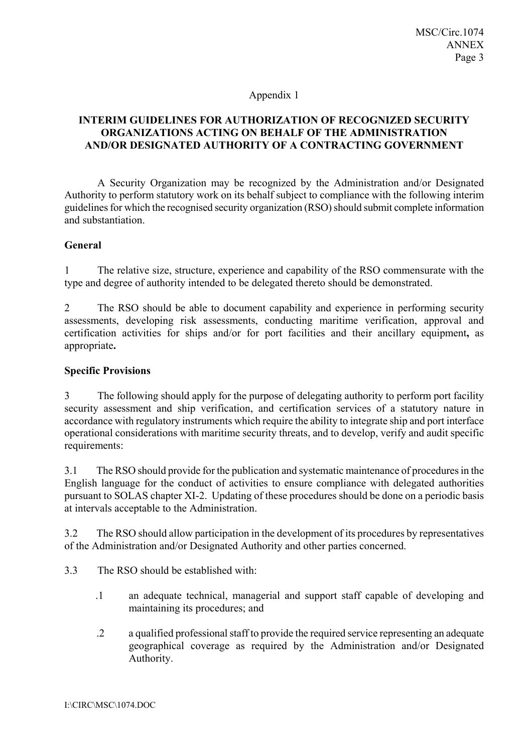Appendix 1

## INTERIM GUIDELINES FOR AUTHORIZATION OF RECOGNIZED SECURITY ORGANIZATIONS ACTING ON BEHALF OF THE ADMINISTRATION AND/OR DESIGNATED AUTHORITY OF A CONTRACTING GOVERNMENT

A Security Organization may be recognized by the Administration and/or Designated Authority to perform statutory work on its behalf subject to compliance with the following interim guidelines for which the recognised security organization (RSO) should submit complete information and substantiation.

### General

1 The relative size, structure, experience and capability of the RSO commensurate with the type and degree of authority intended to be delegated thereto should be demonstrated.

2 The RSO should be able to document capability and experience in performing security assessments, developing risk assessments, conducting maritime verification, approval and certification activities for ships and/or for port facilities and their ancillary equipment**,** as appropriate**.**

### Specific Provisions

3 The following should apply for the purpose of delegating authority to perform port facility security assessment and ship verification, and certification services of a statutory nature in accordance with regulatory instruments which require the ability to integrate ship and port interface operational considerations with maritime security threats, and to develop, verify and audit specific requirements:

3.1 The RSO should provide for the publication and systematic maintenance of procedures in the English language for the conduct of activities to ensure compliance with delegated authorities pursuant to SOLAS chapter XI-2. Updating of these procedures should be done on a periodic basis at intervals acceptable to the Administration.

3.2 The RSO should allow participation in the development of its procedures by representatives of the Administration and/or Designated Authority and other parties concerned.

3.3 The RSO should be established with:

.1 an adequate technical, managerial and support staff capable of developing and maintaining its procedures; and

.2 a qualified professional staff to provide the required service representing an adequate geographical coverage as required by the Administration and/or Designated Authority.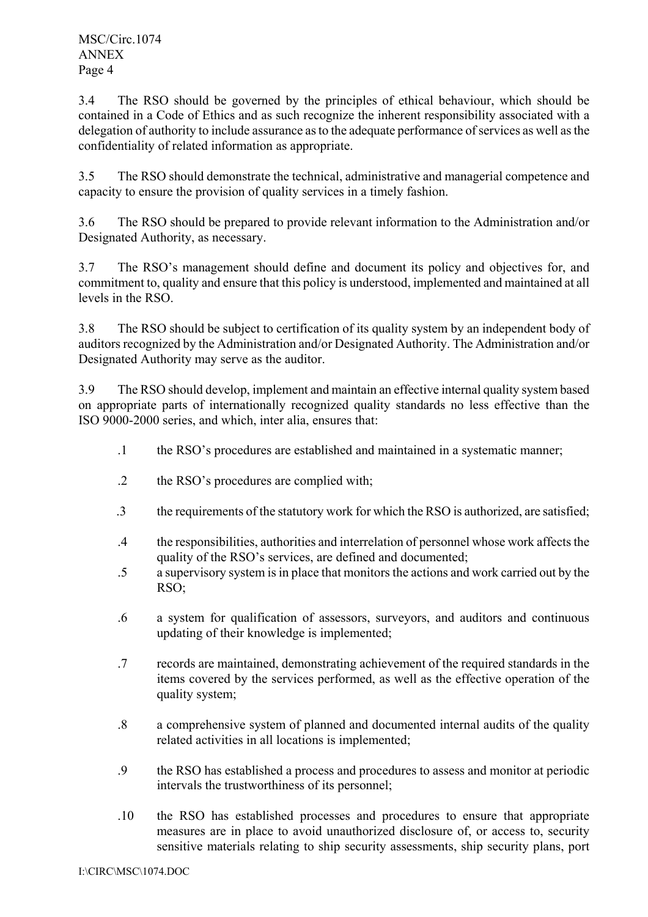3.4 The RSO should be governed by the principles of ethical behaviour, which should be contained in a Code of Ethics and as such recognize the inherent responsibility associated with a delegation of authority to include assurance as to the adequate performance of services as well as the confidentiality of related information as appropriate.

3.5 The RSO should demonstrate the technical, administrative and managerial competence and capacity to ensure the provision of quality services in a timely fashion.

3.6 The RSO should be prepared to provide relevant information to the Administration and/or Designated Authority, as necessary.

3.7 The RSO's management should define and document its policy and objectives for, and commitment to, quality and ensure that this policy is understood, implemented and maintained at all levels in the RSO.

3.8 The RSO should be subject to certification of its quality system by an independent body of auditors recognized by the Administration and/or Designated Authority. The Administration and/or Designated Authority may serve as the auditor.

3.9 The RSO should develop, implement and maintain an effective internal quality system based on appropriate parts of internationally recognized quality standards no less effective than the ISO 9000-2000 series, and which, inter alia, ensures that:

.1 the RSO's procedures are established and maintained in a systematic manner;

.2 the RSO's procedures are complied with;

.3 the requirements of the statutory work for which the RSO is authorized, are satisfied;

.4 the responsibilities, authorities and interrelation of personnel whose work affects the quality of the RSO's services, are defined and documented;

.5 a supervisory system is in place that monitors the actions and work carried out by the RSO;

.6 a system for qualification of assessors, surveyors, and auditors and continuous updating of their knowledge is implemented;

.7 records are maintained, demonstrating achievement of the required standards in the items covered by the services performed, as well as the effective operation of the quality system;

.8 a comprehensive system of planned and documented internal audits of the quality related activities in all locations is implemented;

.9 the RSO has established a process and procedures to assess and monitor at periodic intervals the trustworthiness of its personnel;

.10 the RSO has established processes and procedures to ensure that appropriate measures are in place to avoid unauthorized disclosure of, or access to, security sensitive materials relating to ship security assessments, ship security plans, port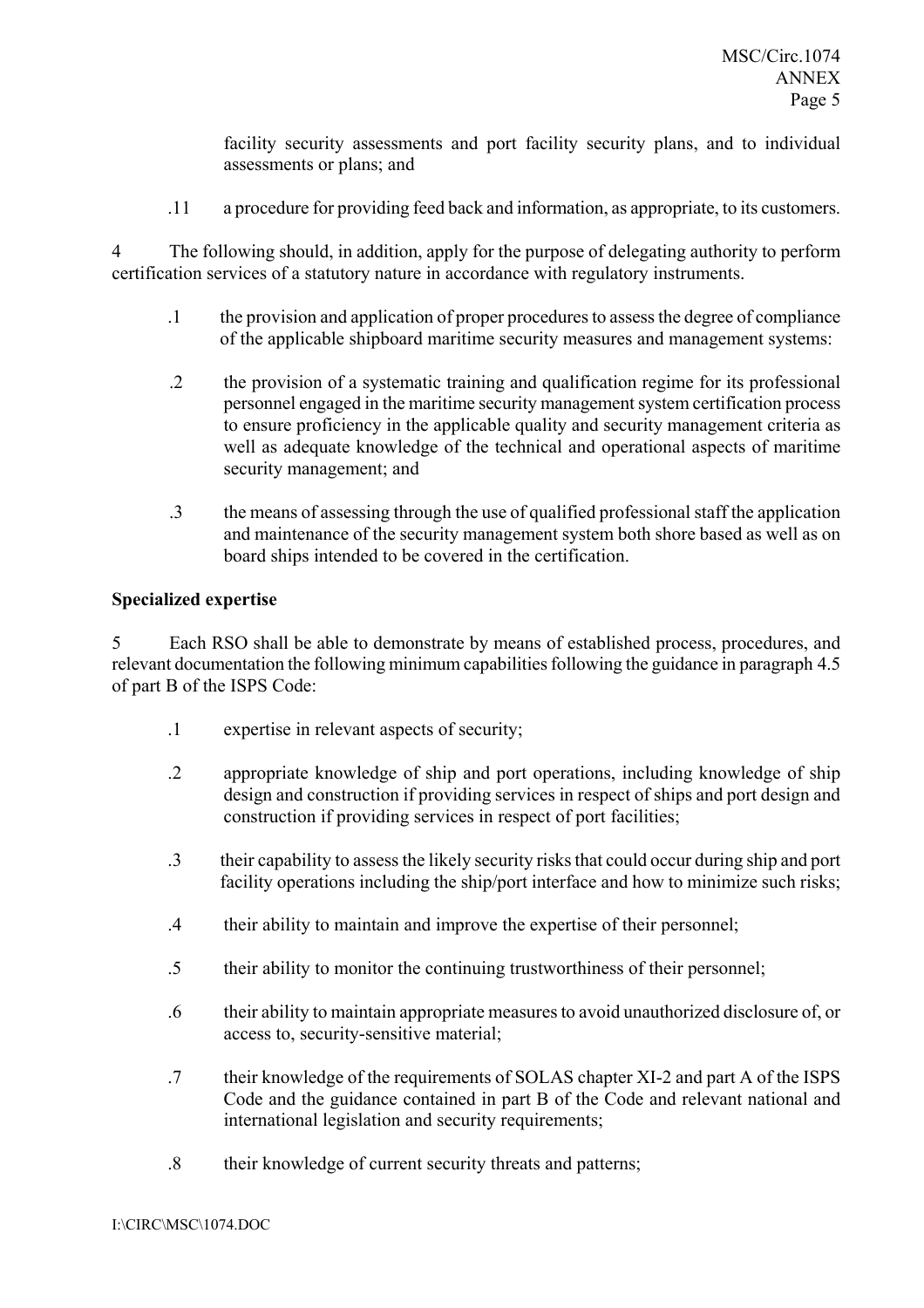facility security assessments and port facility security plans, and to individual assessments or plans; and

.11 a procedure for providing feed back and information, as appropriate, to its customers.

4 The following should, in addition, apply for the purpose of delegating authority to perform certification services of a statutory nature in accordance with regulatory instruments.

.1 the provision and application of proper procedures to assess the degree of compliance of the applicable shipboard maritime security measures and management systems:

.2 the provision of a systematic training and qualification regime for its professional personnel engaged in the maritime security management system certification process to ensure proficiency in the applicable quality and security management criteria as well as adequate knowledge of the technical and operational aspects of maritime security management; and

.3 the means of assessing through the use of qualified professional staff the application and maintenance of the security management system both shore based as well as on board ships intended to be covered in the certification.

**Specialized expertise**

5 Each RSO shall be able to demonstrate by means of established process, procedures, and relevant documentation the following minimum capabilities following the guidance in paragraph 4.5 of part B of the ISPS Code:

.1 expertise in relevant aspects of security;

.2 appropriate knowledge of ship and port operations, including knowledge of ship design and construction if providing services in respect of ships and port design and construction if providing services in respect of port facilities;

.3 their capability to assess the likely security risks that could occur during ship and port facility operations including the ship/port interface and how to minimize such risks;

.4 their ability to maintain and improve the expertise of their personnel;

.5 their ability to monitor the continuing trustworthiness of their personnel;

.6 their ability to maintain appropriate measures to avoid unauthorized disclosure of, or access to, security-sensitive material;

.7 their knowledge of the requirements of SOLAS chapter XI-2 and part A of the ISPS Code and the guidance contained in part B of the Code and relevant national and international legislation and security requirements;

.8 their knowledge of current security threats and patterns;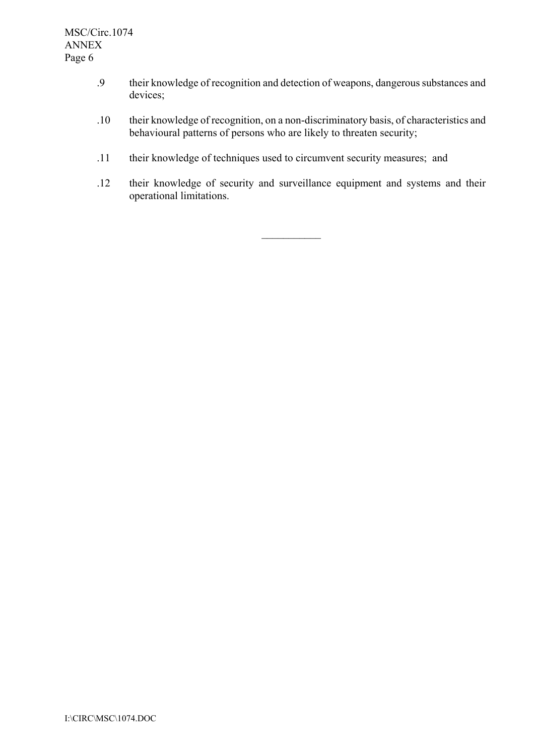.9 their knowledge of recognition and detection of weapons, dangerous substances and devices;

.10 their knowledge of recognition, on a non-discriminatory basis, of characteristics and behavioural patterns of persons who are likely to threaten security;

.11 their knowledge of techniques used to circumvent security measures; and

.12 their knowledge of security and surveillance equipment and systems and their operational limitations.

___________